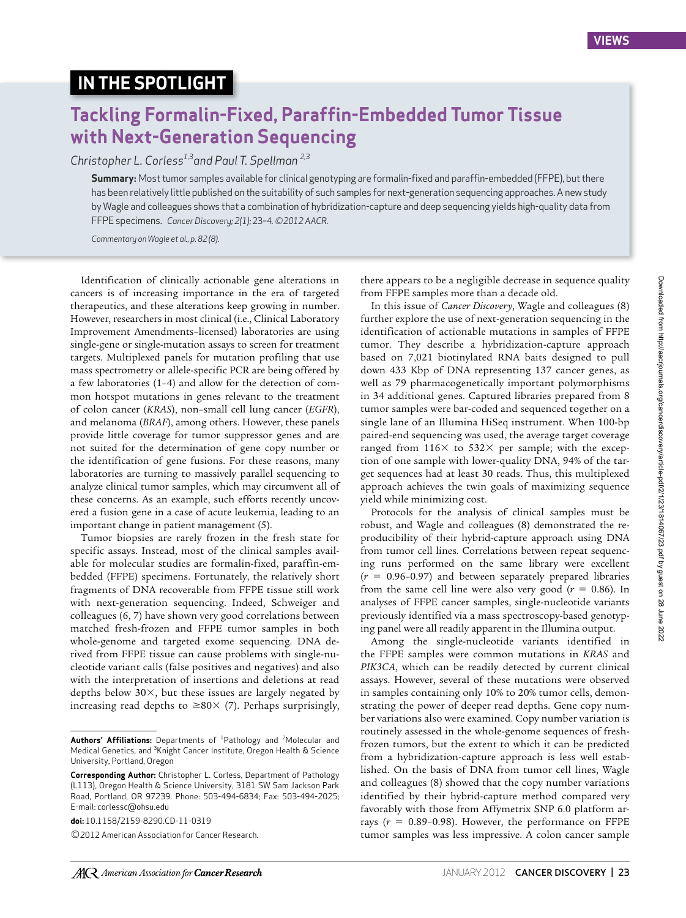IN THE SPOTLIGHT

# Tackling Formalin-Fixed, Paraffin-Embedded Tumor Tissue with Next-Generation Sequencing

*Christopher L. Corless[1,3] and Paul T. Spellman[2,3]*

**Summary:** Most tumor samples available for clinical genotyping are formalin-fixed and paraffin-embedded (FFPE), but there has been relatively little published on the suitability of such samples for next-generation sequencing approaches. A new study by Wagle and colleagues shows that a combination of hybridization-capture and deep sequencing yields high-quality data from FFPE specimens. *Cancer Discovery; 2(1); 23–4. ©2012 AACR.*

*Commentary on Wagle et al., p. 82 (8).*

Identification of clinically actionable gene alterations in cancers is of increasing importance in the era of targeted therapeutics, and these alterations keep growing in number. However, researchers in most clinical (i.e., Clinical Laboratory Improvement Amendments–licensed) laboratories are using single-gene or single-mutation assays to screen for treatment targets. Multiplexed panels for mutation profiling that use mass spectrometry or allele-specific PCR are being offered by a few laboratories (1–4) and allow for the detection of common hotspot mutations in genes relevant to the treatment of colon cancer (*KRAS*), non–small cell lung cancer (*EGFR*), and melanoma (*BRAF*), among others. However, these panels provide little coverage for tumor suppressor genes and are not suited for the determination of gene copy number or the identification of gene fusions. For these reasons, many laboratories are turning to massively parallel sequencing to analyze clinical tumor samples, which may circumvent all of these concerns. As an example, such efforts recently uncovered a fusion gene in a case of acute leukemia, leading to an important change in patient management (5).

Tumor biopsies are rarely frozen in the fresh state for specific assays. Instead, most of the clinical samples available for molecular studies are formalin-fixed, paraffin-embedded (FFPE) specimens. Fortunately, the relatively short fragments of DNA recoverable from FFPE tissue still work with next-generation sequencing. Indeed, Schweiger and colleagues (6, 7) have shown very good correlations between matched fresh-frozen and FFPE tumor samples in both whole-genome and targeted exome sequencing. DNA derived from FFPE tissue can cause problems with single-nucleotide variant calls (false positives and negatives) and also with the interpretation of insertions and deletions at read depths below 30×, but these issues are largely negated by increasing read depths to ≥80× (7). Perhaps surprisingly, there appears to be a negligible decrease in sequence quality from FFPE samples more than a decade old.

In this issue of *Cancer Discovery*, Wagle and colleagues (8) further explore the use of next-generation sequencing in the identification of actionable mutations in samples of FFPE tumor. They describe a hybridization-capture approach based on 7,021 biotinylated RNA baits designed to pull down 433 Kbp of DNA representing 137 cancer genes, as well as 79 pharmacogenetically important polymorphisms in 34 additional genes. Captured libraries prepared from 8 tumor samples were bar-coded and sequenced together on a single lane of an Illumina HiSeq instrument. When 100-bp paired-end sequencing was used, the average target coverage ranged from 116× to 532× per sample; with the exception of one sample with lower-quality DNA, 94% of the target sequences had at least 30 reads. Thus, this multiplexed approach achieves the twin goals of maximizing sequence yield while minimizing cost.

Protocols for the analysis of clinical samples must be robust, and Wagle and colleagues (8) demonstrated the reproducibility of their hybrid-capture approach using DNA from tumor cell lines. Correlations between repeat sequencing runs performed on the same library were excellent ($r$ = 0.96–0.97) and between separately prepared libraries from the same cell line were also very good ($r$ = 0.86). In analyses of FFPE cancer samples, single-nucleotide variants previously identified via a mass spectroscopy-based genotyping panel were all readily apparent in the Illumina output.

Among the single-nucleotide variants identified in the FFPE samples were common mutations in *KRAS* and *PIK3CA*, which can be readily detected by current clinical assays. However, several of these mutations were observed in samples containing only 10% to 20% tumor cells, demonstrating the power of deeper read depths. Gene copy number variations also were examined. Copy number variation is routinely assessed in the whole-genome sequences of fresh-frozen tumors, but the extent to which it can be predicted from a hybridization-capture approach is less well established. On the basis of DNA from tumor cell lines, Wagle and colleagues (8) showed that the copy number variations identified by their hybrid-capture method compared very favorably with those from Affymetrix SNP 6.0 platform arrays ($r$ = 0.89–0.98). However, the performance on FFPE tumor samples was less impressive. A colon cancer sample

**Authors' Affiliations:** Departments of [1]Pathology and [2]Molecular and Medical Genetics, and [3]Knight Cancer Institute, Oregon Health & Science University, Portland, Oregon

**Corresponding Author:** Christopher L. Corless, Department of Pathology (L113), Oregon Health & Science University, 3181 SW Sam Jackson Park Road, Portland, OR 97239. Phone: 503-494-6834; Fax: 503-494-2025; E-mail: corlessc@ohsu.edu

**doi:** 10.1158/2159-8290.CD-11-0319

©2012 American Association for Cancer Research.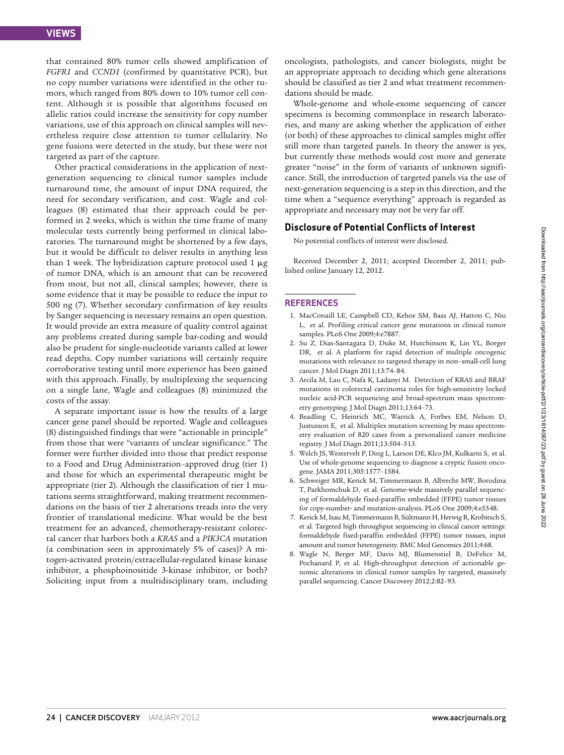that contained 80% tumor cells showed amplification of *FGFR1* and *CCND1* (confirmed by quantitative PCR), but no copy number variations were identified in the other tumors, which ranged from 80% down to 10% tumor cell content. Although it is possible that algorithms focused on allelic ratios could increase the sensitivity for copy number variations, use of this approach on clinical samples will nevertheless require close attention to tumor cellularity. No gene fusions were detected in the study, but these were not targeted as part of the capture.

Other practical considerations in the application of next-generation sequencing to clinical tumor samples include turnaround time, the amount of input DNA required, the need for secondary verification, and cost. Wagle and colleagues (8) estimated that their approach could be performed in 2 weeks, which is within the time frame of many molecular tests currently being performed in clinical laboratories. The turnaround might be shortened by a few days, but it would be difficult to deliver results in anything less than 1 week. The hybridization capture protocol used 1 μg of tumor DNA, which is an amount that can be recovered from most, but not all, clinical samples; however, there is some evidence that it may be possible to reduce the input to 500 ng (7). Whether secondary confirmation of key results by Sanger sequencing is necessary remains an open question. It would provide an extra measure of quality control against any problems created during sample bar-coding and would also be prudent for single-nucleotide variants called at lower read depths. Copy number variations will certainly require corroborative testing until more experience has been gained with this approach. Finally, by multiplexing the sequencing on a single lane, Wagle and colleagues (8) minimized the costs of the assay.

A separate important issue is how the results of a large cancer gene panel should be reported. Wagle and colleagues (8) distinguished findings that were "actionable in principle" from those that were "variants of unclear significance." The former were further divided into those that predict response to a Food and Drug Administration–approved drug (tier 1) and those for which an experimental therapeutic might be appropriate (tier 2). Although the classification of tier 1 mutations seems straightforward, making treatment recommendations on the basis of tier 2 alterations treads into the very frontier of translational medicine. What would be the best treatment for an advanced, chemotherapy-resistant colorectal cancer that harbors both a *KRAS* and a *PIK3CA* mutation (a combination seen in approximately 5% of cases)? A mitogen-activated protein/extracellular-regulated kinase kinase inhibitor, a phosphoinositide 3-kinase inhibitor, or both? Soliciting input from a multidisciplinary team, including oncologists, pathologists, and cancer biologists, might be an appropriate approach to deciding which gene alterations should be classified as tier 2 and what treatment recommendations should be made.

Whole-genome and whole-exome sequencing of cancer specimens is becoming commonplace in research laboratories, and many are asking whether the application of either (or both) of these approaches to clinical samples might offer still more than targeted panels. In theory the answer is yes, but currently these methods would cost more and generate greater "noise" in the form of variants of unknown significance. Still, the introduction of targeted panels via the use of next-generation sequencing is a step in this direction, and the time when a "sequence everything" approach is regarded as appropriate and necessary may not be very far off.

## Disclosure of Potential Conflicts of Interest

No potential conflicts of interest were disclosed.

Received December 2, 2011; accepted December 2, 2011; published online January 12, 2012.

## REFERENCES

1. MacConaill LE, Campbell CD, Kehoe SM, Bass AJ, Hatton C, Niu L, et al. Profiling critical cancer gene mutations in clinical tumor samples. PLoS One 2009;4:e7887.
2. Su Z, Dias-Santagata D, Duke M, Hutchinson K, Lin YL, Borger DR, et al. A platform for rapid detection of multiple oncogenic mutations with relevance to targeted therapy in non–small-cell lung cancer. J Mol Diagn 2011;13:74–84.
3. Arcila M, Lau C, Nafa K, Ladanyi M. Detection of KRAS and BRAF mutations in colorectal carcinoma roles for high-sensitivity locked nucleic acid-PCR sequencing and broad-spectrum mass spectrometry genotyping. J Mol Diagn 2011;13:64–73.
4. Beadling C, Heinrich MC, Warrick A, Forbes EM, Nelson D, Justusson E, et al. Multiplex mutation screening by mass spectrometry evaluation of 820 cases from a personalized cancer medicine registry. J Mol Diagn 2011;13:504–513.
5. Welch JS, Westervelt P, Ding L, Larson DE, Klco JM, Kulkarni S, et al. Use of whole-genome sequencing to diagnose a cryptic fusion oncogene. JAMA 2011;305:1577–1584.
6. Schweiger MR, Kerick M, Timmermann B, Albrecht MW, Borodina T, Parkhomchuk D, et al. Genome-wide massively parallel sequencing of formaldehyde fixed-paraffin embedded (FFPE) tumor tissues for copy-number- and mutation-analysis. PLoS One 2009;4:e5548.
7. Kerick M, Isau M, Timmermann B, Sültmann H, Herwig R, Krobitsch S, et al. Targeted high throughput sequencing in clinical cancer settings: formaldehyde fixed-paraffin embedded (FFPE) tumor tissues, input amount and tumor heterogeneity. BMC Med Genomics 2011;4:68.
8. Wagle N, Berger MF, Davis MJ, Blumenstiel B, DeFelice M, Pochanard P, et al. High-throughput detection of actionable genomic alterations in clinical tumor samples by targeted, massively parallel sequencing. Cancer Discovery 2012;2:82–93.